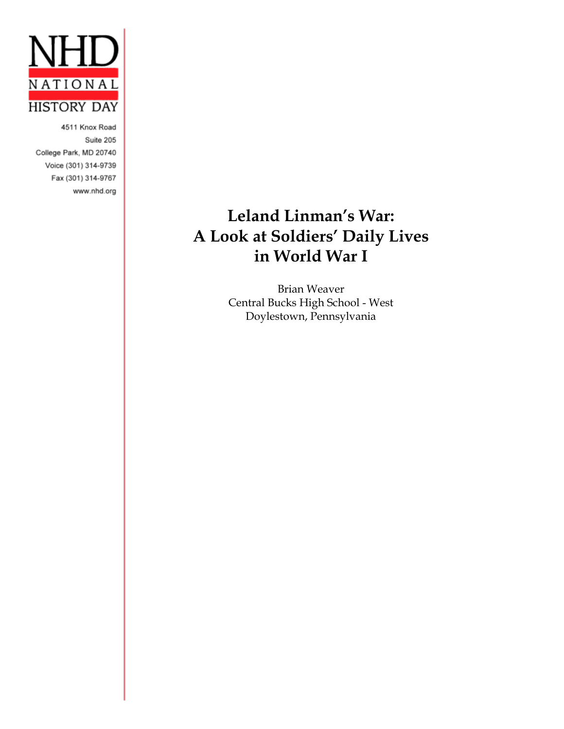NHD

NATIONAL

HISTORY DAY

4511 Knox Road
Suite 205
College Park, MD 20740
Voice (301) 314-9739
Fax (301) 314-9767
www.nhd.org

# Leland Linman's War: A Look at Soldiers' Daily Lives in World War I

Brian Weaver
Central Bucks High School - West
Doylestown, Pennsylvania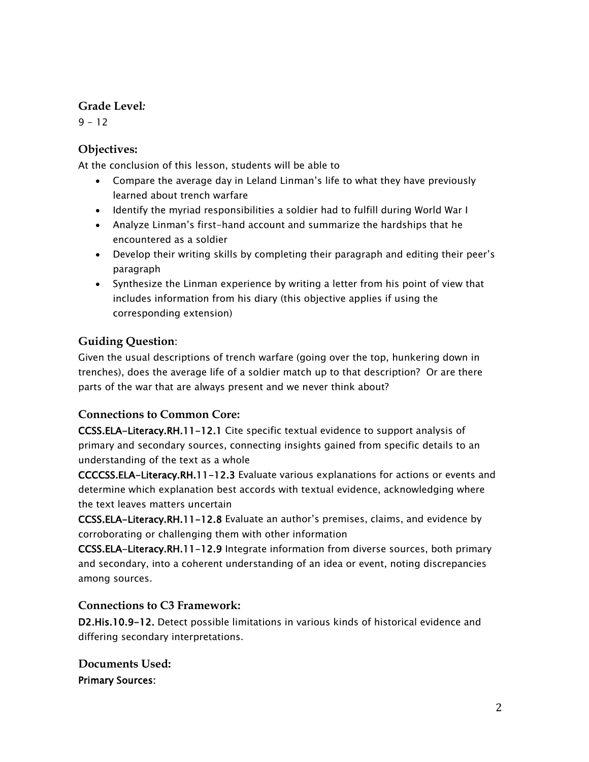## Grade Level:

9 – 12

## Objectives:

At the conclusion of this lesson, students will be able to

- Compare the average day in Leland Linman's life to what they have previously learned about trench warfare
- Identify the myriad responsibilities a soldier had to fulfill during World War I
- Analyze Linman's first-hand account and summarize the hardships that he encountered as a soldier
- Develop their writing skills by completing their paragraph and editing their peer's paragraph
- Synthesize the Linman experience by writing a letter from his point of view that includes information from his diary (this objective applies if using the corresponding extension)

## Guiding Question:

Given the usual descriptions of trench warfare (going over the top, hunkering down in trenches), does the average life of a soldier match up to that description? Or are there parts of the war that are always present and we never think about?

## Connections to Common Core:

**CCSS.ELA-Literacy.RH.11-12.1** Cite specific textual evidence to support analysis of primary and secondary sources, connecting insights gained from specific details to an understanding of the text as a whole

**CCCCSS.ELA-Literacy.RH.11-12.3** Evaluate various explanations for actions or events and determine which explanation best accords with textual evidence, acknowledging where the text leaves matters uncertain

**CCSS.ELA-Literacy.RH.11-12.8** Evaluate an author's premises, claims, and evidence by corroborating or challenging them with other information

**CCSS.ELA-Literacy.RH.11-12.9** Integrate information from diverse sources, both primary and secondary, into a coherent understanding of an idea or event, noting discrepancies among sources.

## Connections to C3 Framework:

**D2.His.10.9-12.** Detect possible limitations in various kinds of historical evidence and differing secondary interpretations.

## Documents Used:

**Primary Sources**: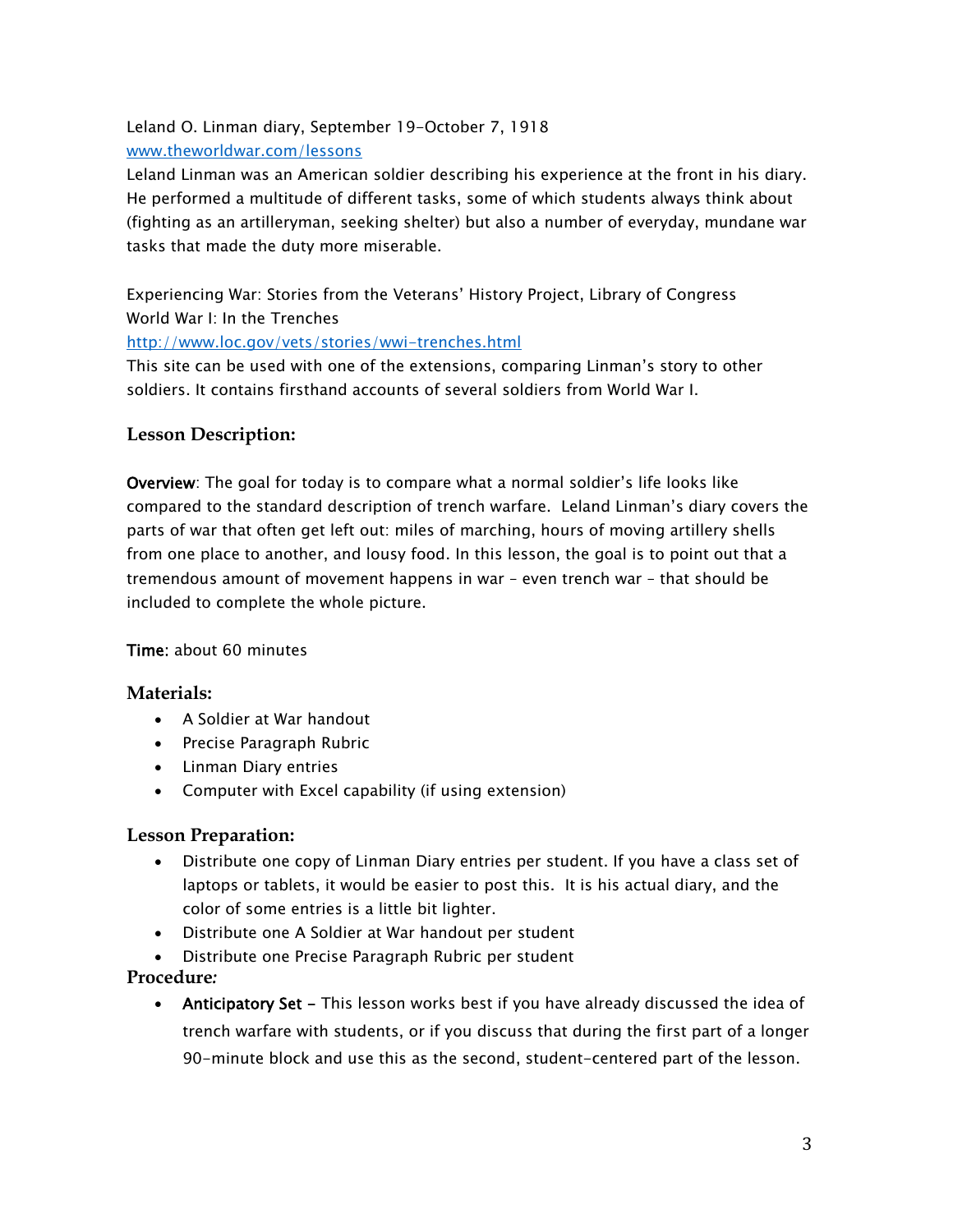Leland O. Linman diary, September 19-October 7, 1918
[www.theworldwar.com/lessons](http://www.theworldwar.com/lessons)
Leland Linman was an American soldier describing his experience at the front in his diary. He performed a multitude of different tasks, some of which students always think about (fighting as an artilleryman, seeking shelter) but also a number of everyday, mundane war tasks that made the duty more miserable.

Experiencing War: Stories from the Veterans' History Project, Library of Congress
World War I: In the Trenches
[http://www.loc.gov/vets/stories/wwi-trenches.html](http://www.loc.gov/vets/stories/wwi-trenches.html)
This site can be used with one of the extensions, comparing Linman's story to other soldiers. It contains firsthand accounts of several soldiers from World War I.

## Lesson Description:

**Overview**: The goal for today is to compare what a normal soldier's life looks like compared to the standard description of trench warfare. Leland Linman's diary covers the parts of war that often get left out: miles of marching, hours of moving artillery shells from one place to another, and lousy food. In this lesson, the goal is to point out that a tremendous amount of movement happens in war – even trench war – that should be included to complete the whole picture.

**Time**: about 60 minutes

## Materials:

- A Soldier at War handout
- Precise Paragraph Rubric
- Linman Diary entries
- Computer with Excel capability (if using extension)

## Lesson Preparation:

- Distribute one copy of Linman Diary entries per student. If you have a class set of laptops or tablets, it would be easier to post this. It is his actual diary, and the color of some entries is a little bit lighter.
- Distribute one A Soldier at War handout per student
- Distribute one Precise Paragraph Rubric per student

## Procedure:

- **Anticipatory Set –** This lesson works best if you have already discussed the idea of trench warfare with students, or if you discuss that during the first part of a longer 90-minute block and use this as the second, student-centered part of the lesson.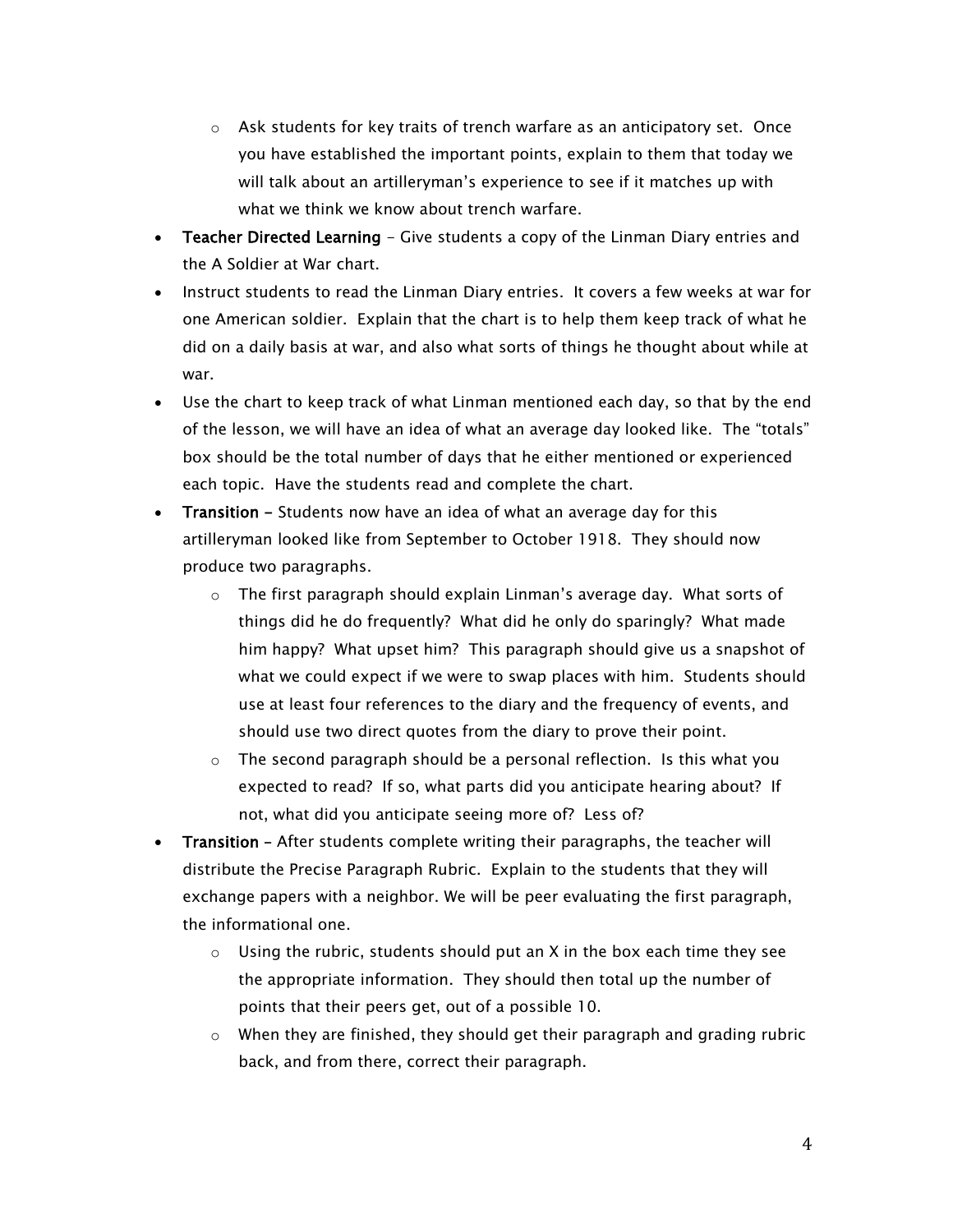- Ask students for key traits of trench warfare as an anticipatory set. Once you have established the important points, explain to them that today we will talk about an artilleryman's experience to see if it matches up with what we think we know about trench warfare.
- **Teacher Directed Learning** - Give students a copy of the Linman Diary entries and the A Soldier at War chart.
- Instruct students to read the Linman Diary entries. It covers a few weeks at war for one American soldier. Explain that the chart is to help them keep track of what he did on a daily basis at war, and also what sorts of things he thought about while at war.
- Use the chart to keep track of what Linman mentioned each day, so that by the end of the lesson, we will have an idea of what an average day looked like. The "totals" box should be the total number of days that he either mentioned or experienced each topic. Have the students read and complete the chart.
- **Transition –** Students now have an idea of what an average day for this artilleryman looked like from September to October 1918. They should now produce two paragraphs.
  - The first paragraph should explain Linman's average day. What sorts of things did he do frequently? What did he only do sparingly? What made him happy? What upset him? This paragraph should give us a snapshot of what we could expect if we were to swap places with him. Students should use at least four references to the diary and the frequency of events, and should use two direct quotes from the diary to prove their point.
  - The second paragraph should be a personal reflection. Is this what you expected to read? If so, what parts did you anticipate hearing about? If not, what did you anticipate seeing more of? Less of?
- **Transition** – After students complete writing their paragraphs, the teacher will distribute the Precise Paragraph Rubric. Explain to the students that they will exchange papers with a neighbor. We will be peer evaluating the first paragraph, the informational one.
  - Using the rubric, students should put an X in the box each time they see the appropriate information. They should then total up the number of points that their peers get, out of a possible 10.
  - When they are finished, they should get their paragraph and grading rubric back, and from there, correct their paragraph.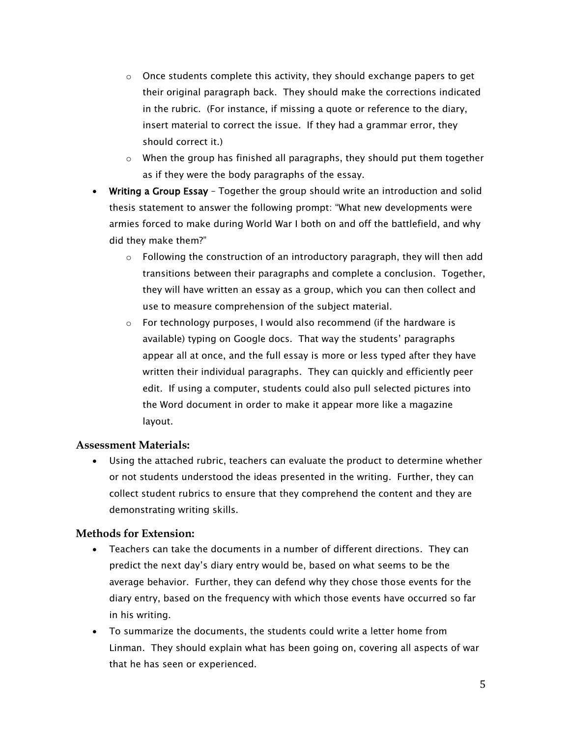- Once students complete this activity, they should exchange papers to get their original paragraph back. They should make the corrections indicated in the rubric. (For instance, if missing a quote or reference to the diary, insert material to correct the issue. If they had a grammar error, they should correct it.)
  - When the group has finished all paragraphs, they should put them together as if they were the body paragraphs of the essay.
- **Writing a Group Essay** – Together the group should write an introduction and solid thesis statement to answer the following prompt: "What new developments were armies forced to make during World War I both on and off the battlefield, and why did they make them?"
  - Following the construction of an introductory paragraph, they will then add transitions between their paragraphs and complete a conclusion. Together, they will have written an essay as a group, which you can then collect and use to measure comprehension of the subject material.
  - For technology purposes, I would also recommend (if the hardware is available) typing on Google docs. That way the students' paragraphs appear all at once, and the full essay is more or less typed after they have written their individual paragraphs. They can quickly and efficiently peer edit. If using a computer, students could also pull selected pictures into the Word document in order to make it appear more like a magazine layout.

### Assessment Materials:

- Using the attached rubric, teachers can evaluate the product to determine whether or not students understood the ideas presented in the writing. Further, they can collect student rubrics to ensure that they comprehend the content and they are demonstrating writing skills.

### Methods for Extension:

- Teachers can take the documents in a number of different directions. They can predict the next day's diary entry would be, based on what seems to be the average behavior. Further, they can defend why they chose those events for the diary entry, based on the frequency with which those events have occurred so far in his writing.
- To summarize the documents, the students could write a letter home from Linman. They should explain what has been going on, covering all aspects of war that he has seen or experienced.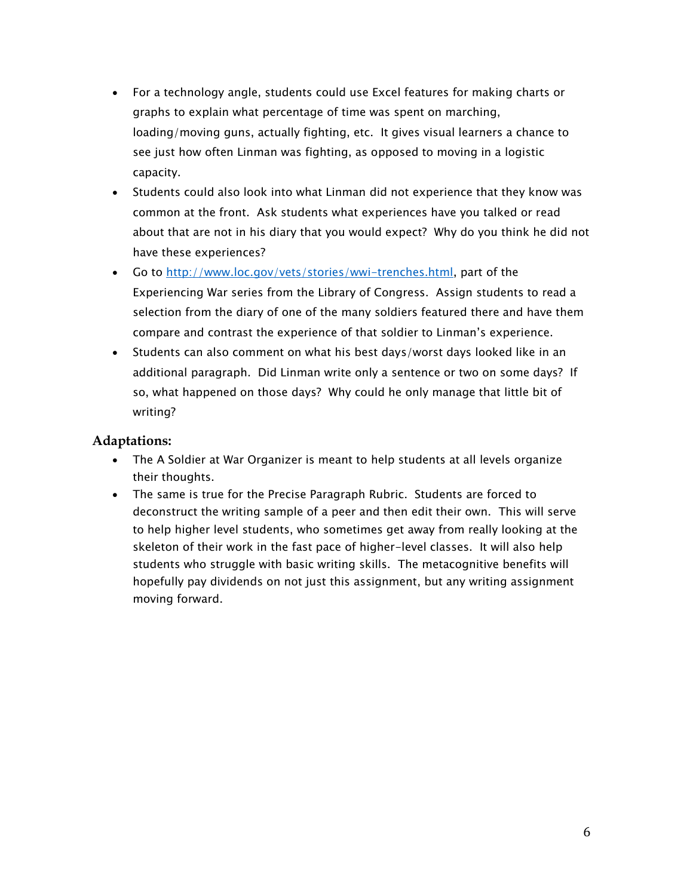- For a technology angle, students could use Excel features for making charts or graphs to explain what percentage of time was spent on marching, loading/moving guns, actually fighting, etc. It gives visual learners a chance to see just how often Linman was fighting, as opposed to moving in a logistic capacity.
- Students could also look into what Linman did not experience that they know was common at the front. Ask students what experiences have you talked or read about that are not in his diary that you would expect? Why do you think he did not have these experiences?
- Go to [http://www.loc.gov/vets/stories/wwi-trenches.html](http://www.loc.gov/vets/stories/wwi-trenches.html), part of the Experiencing War series from the Library of Congress. Assign students to read a selection from the diary of one of the many soldiers featured there and have them compare and contrast the experience of that soldier to Linman's experience.
- Students can also comment on what his best days/worst days looked like in an additional paragraph. Did Linman write only a sentence or two on some days? If so, what happened on those days? Why could he only manage that little bit of writing?

### Adaptations:

- The A Soldier at War Organizer is meant to help students at all levels organize their thoughts.
- The same is true for the Precise Paragraph Rubric. Students are forced to deconstruct the writing sample of a peer and then edit their own. This will serve to help higher level students, who sometimes get away from really looking at the skeleton of their work in the fast pace of higher-level classes. It will also help students who struggle with basic writing skills. The metacognitive benefits will hopefully pay dividends on not just this assignment, but any writing assignment moving forward.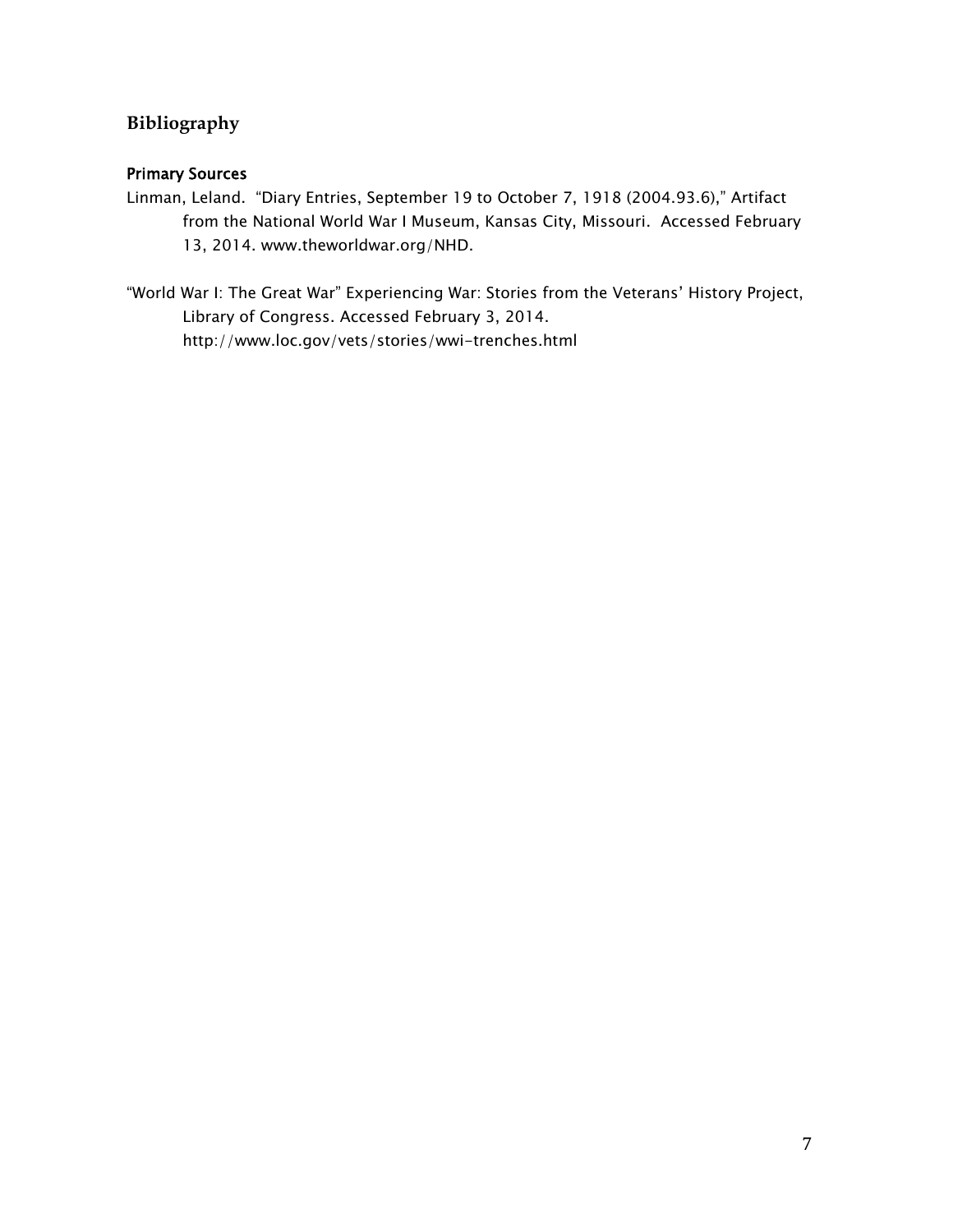## Bibliography

### Primary Sources

Linman, Leland. "Diary Entries, September 19 to October 7, 1918 (2004.93.6)," Artifact from the National World War I Museum, Kansas City, Missouri. Accessed February 13, 2014. www.theworldwar.org/NHD.

"World War I: The Great War" Experiencing War: Stories from the Veterans' History Project, Library of Congress. Accessed February 3, 2014. http://www.loc.gov/vets/stories/wwi-trenches.html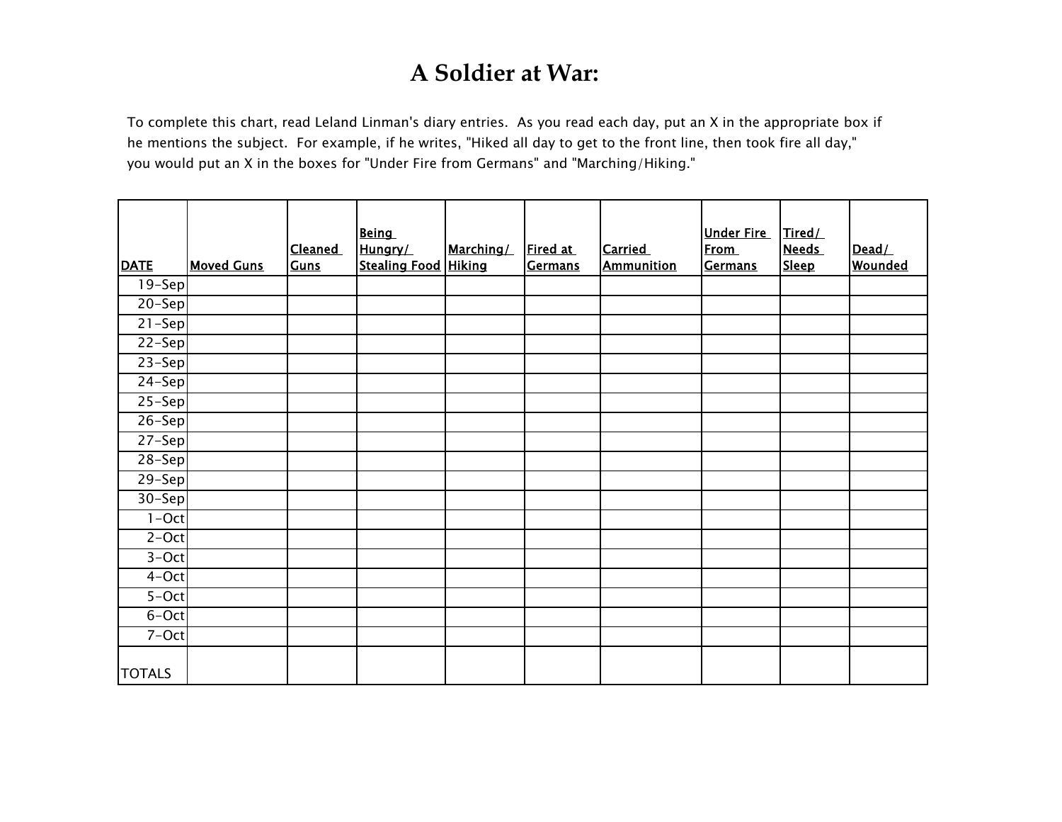# A Soldier at War:

To complete this chart, read Leland Linman's diary entries. As you read each day, put an X in the appropriate box if he mentions the subject. For example, if he writes, "Hiked all day to get to the front line, then took fire all day," you would put an X in the boxes for "Under Fire from Germans" and "Marching/Hiking."

| DATE | Moved Guns | Cleaned Guns | Being Hungry/ Stealing Food | Marching/ Hiking | Fired at Germans | Carried Ammunition | Under Fire From Germans | Tired/ Needs Sleep | Dead/ Wounded |
|---|---|---|---|---|---|---|---|---|---|
| 19-Sep | | | | | | | | | |
| 20-Sep | | | | | | | | | |
| 21-Sep | | | | | | | | | |
| 22-Sep | | | | | | | | | |
| 23-Sep | | | | | | | | | |
| 24-Sep | | | | | | | | | |
| 25-Sep | | | | | | | | | |
| 26-Sep | | | | | | | | | |
| 27-Sep | | | | | | | | | |
| 28-Sep | | | | | | | | | |
| 29-Sep | | | | | | | | | |
| 30-Sep | | | | | | | | | |
| 1-Oct | | | | | | | | | |
| 2-Oct | | | | | | | | | |
| 3-Oct | | | | | | | | | |
| 4-Oct | | | | | | | | | |
| 5-Oct | | | | | | | | | |
| 6-Oct | | | | | | | | | |
| 7-Oct | | | | | | | | | |
| TOTALS | | | | | | | | | |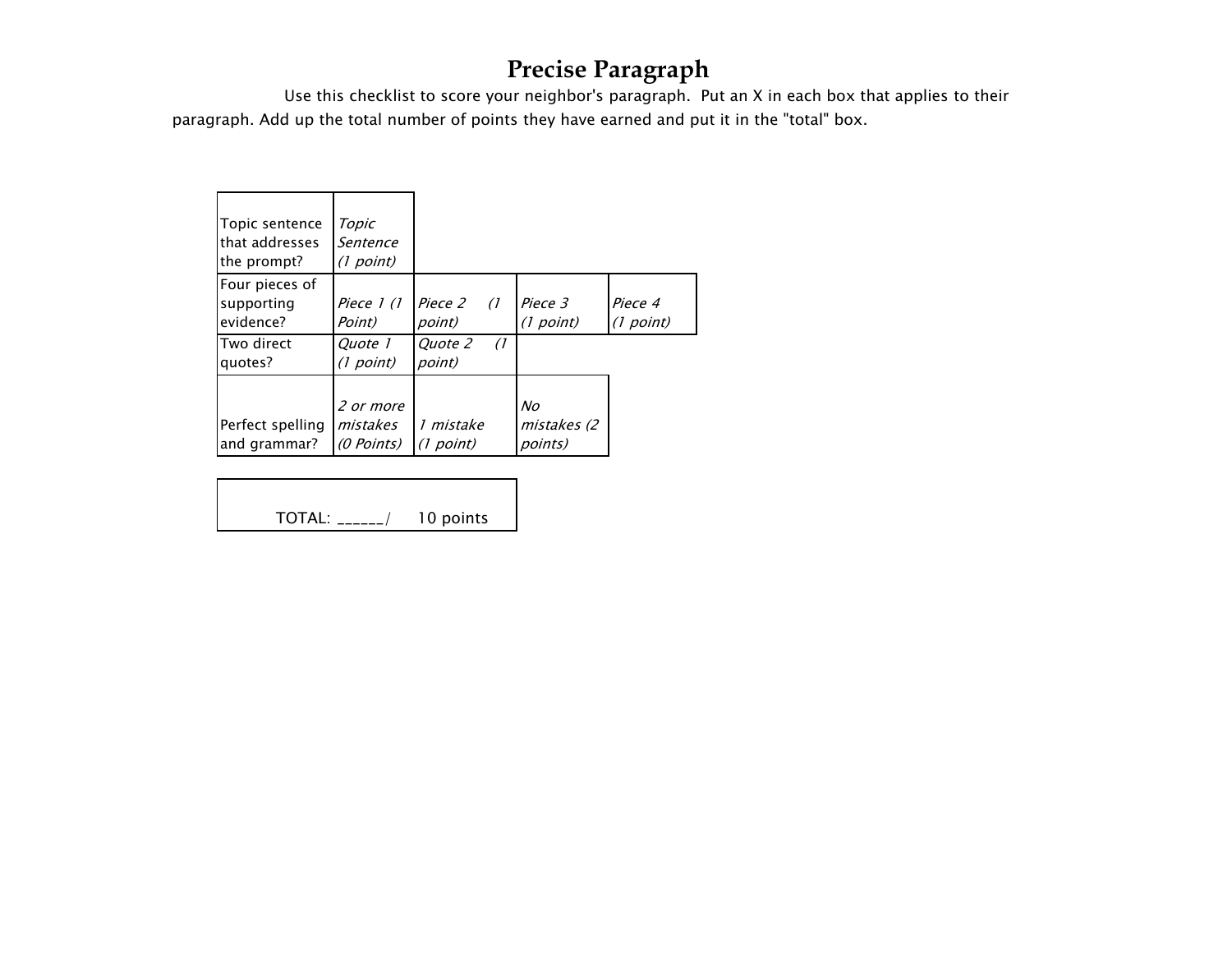# Precise Paragraph

Use this checklist to score your neighbor's paragraph. Put an X in each box that applies to their paragraph. Add up the total number of points they have earned and put it in the "total" box.

| | | | | |
|---|---|---|---|---|
| Topic sentence that addresses the prompt? | *Topic Sentence (1 point)* | | | |
| Four pieces of supporting evidence? | *Piece 1 (1 Point)* | *Piece 2 (1 point)* | *Piece 3 (1 point)* | *Piece 4 (1 point)* |
| Two direct quotes? | *Quote 1 (1 point)* | *Quote 2 (1 point)* | | |
| Perfect spelling and grammar? | *2 or more mistakes (0 Points)* | *1 mistake (1 point)* | *No mistakes (2 points)* | |

TOTAL: ______/ 10 points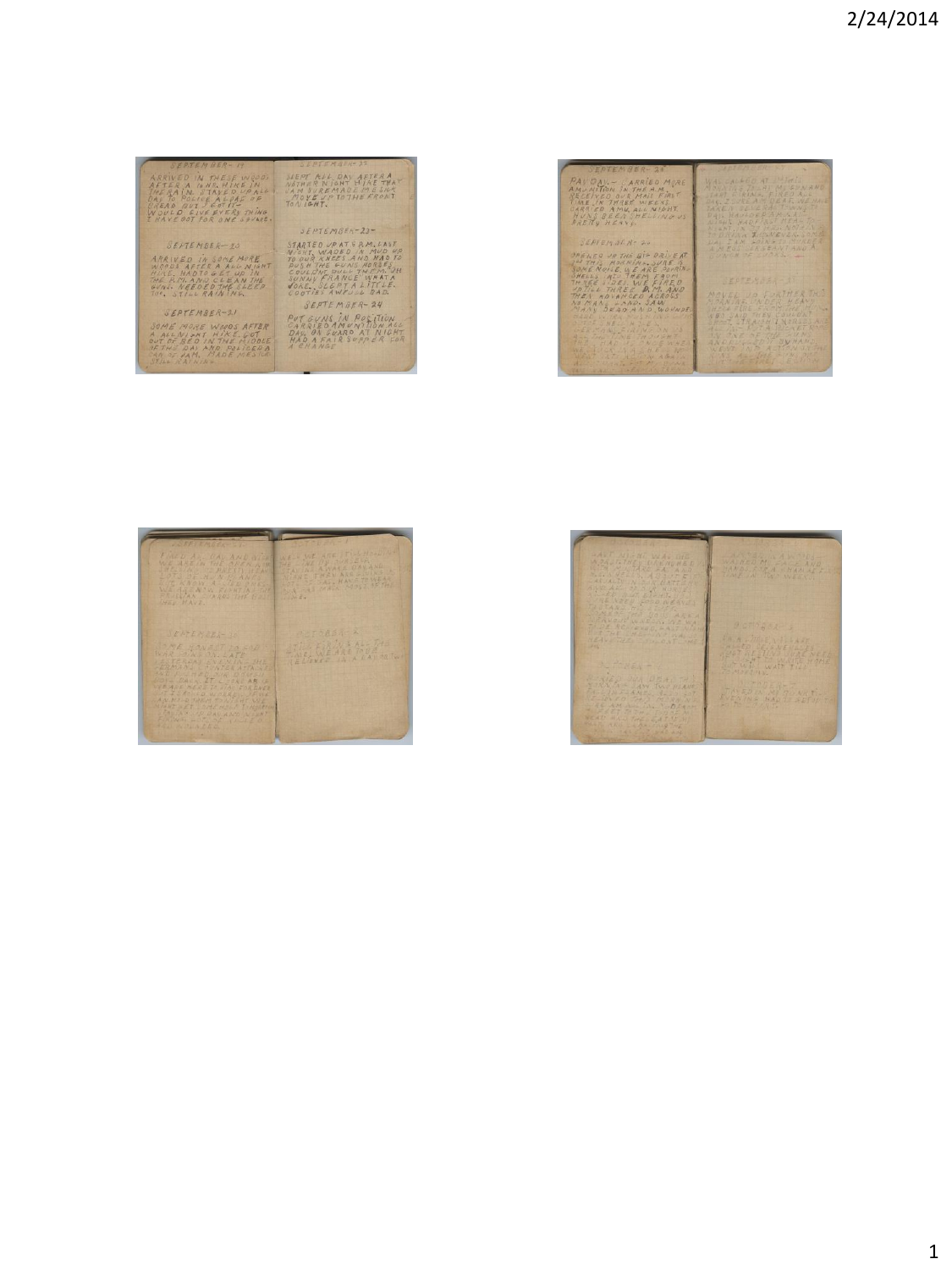SEPTEMBER-19

ARRIVED IN THESE WOODS AFTER A LONG HIKE IN THE RAIN. STAYED UP ALL DAY TO POLICE A LOAF OF BREAD BUT LOST IT- WOULD GIVE EVERY THING I HAVE GOT FOR ONE LOAF.

SEPTEMBER-20

ARRIVED IN SOME MORE WOODS AFTER A ALL NIGHT HIKE. HAD TO GET UP IN THE A.M. AND CLEAN THE GUNS. NEEDED THE SLEEP TOO. STILL RAINING.

SEPTEMBER-21

SOME MORE WOODS AFTER A ALL NIGHT HIKE. GOT OUT OF BED IN THE MIDDLE OF THE DAY AND POLICED A CAN OF JAM. MADE ME SICK. STILL RAINING.

SEPTEMBER-22

SLEPT ALL DAY AFTER A NOTHER NIGHT HIKE THAT I AM SURE MADE ME SICK. MOVE UP TO THE FRONT TONIGHT.

SEPTEMBER-23

STARTED UP AT 8 P.M. LAST NIGHT. WADED IN MUD UP TO OUR KNEES AND HAD TO PUSH THE GUNS. HORSES COULD NOT PULL THEM. OH SUNNY FRANCE WHAT A JOKE. SLEPT A LITTLE. COOTIES AWFUL BAD.

SEPTEMBER-24

PUT GUNS IN POSITION. CARRIED AMMUNITION ALL DAY. ON GUARD AT NIGHT. HAD A FAIR SUPPER FOR A CHANGE.

SEPTEMBER-25

PAY DAY. CARRIED MORE AMMUNITION IN THE A.M. RECEIVED OUR MAIL FIRST TIME IN THREE WEEKS. CARRIED AMM. ALL NIGHT. HUNS BEEN SHELLING US PRETTY HEAVY.

SEPTEMBER-26

OPENED UP THE BIG DRIVE AT ... THIS MORNING. SURE A SOME NOISE. WE ARE POURING SHELLS INTO THEM FROM THREE ... WE FIRED ... THREE A.M. AND THEY ADVANCED ACROSS NO MANS LAND. SAW MANY DEAD AND WOUNDED.